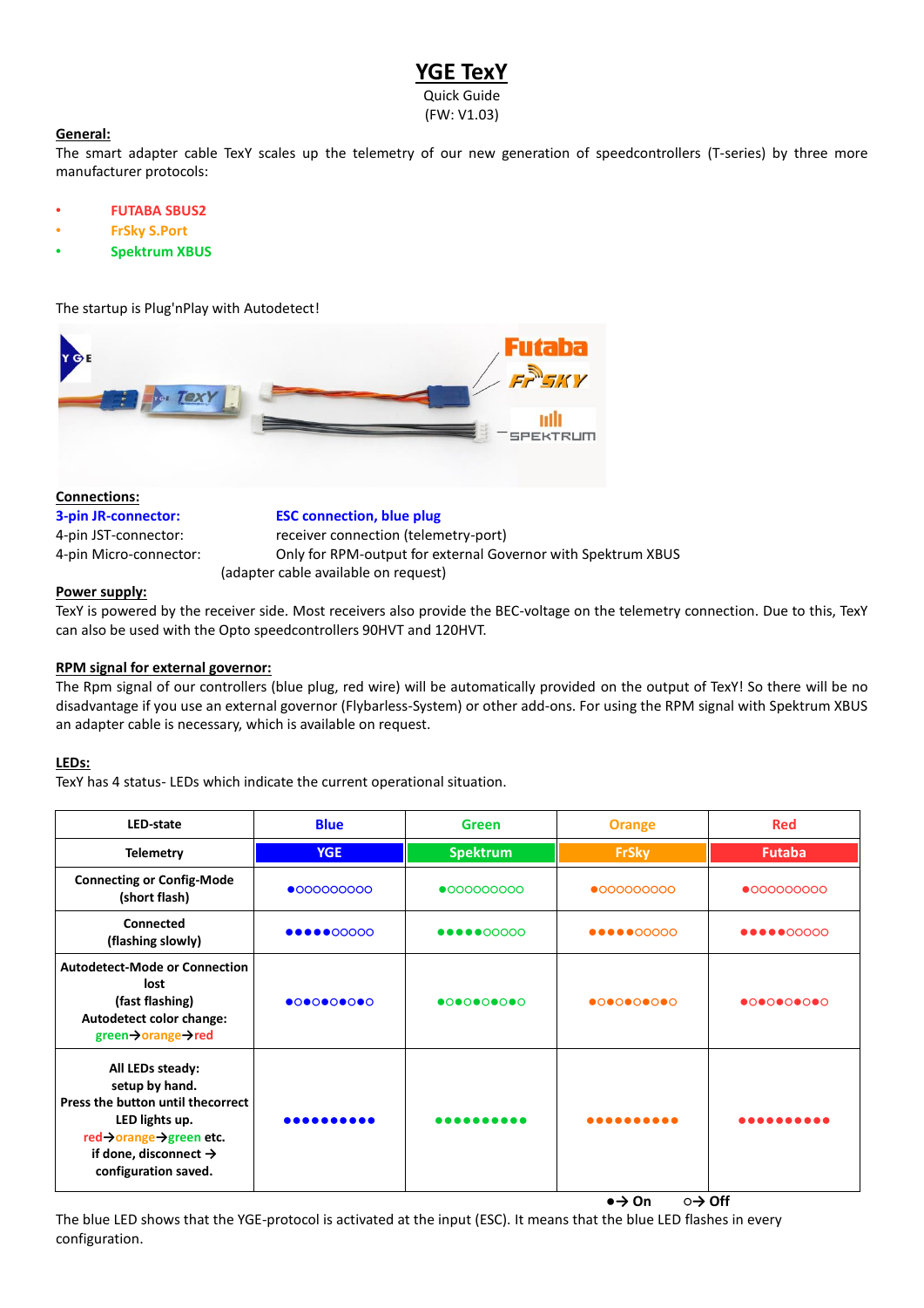# YGE TexY

Quick Guide
(FW: V1.03)

**General:**

The smart adapter cable TexY scales up the telemetry of our new generation of speedcontrollers (T-series) by three more manufacturer protocols:

- **FUTABA SBUS2**
- **FrSky S.Port**
- **Spektrum XBUS**

The startup is Plug'nPlay with Autodetect!

**Connections:**

**3-pin JR-connector:** **ESC connection, blue plug**
4-pin JST-connector: receiver connection (telemetry-port)
4-pin Micro-connector: Only for RPM-output for external Governor with Spektrum XBUS
(adapter cable available on request)

**Power supply:**

TexY is powered by the receiver side. Most receivers also provide the BEC-voltage on the telemetry connection. Due to this, TexY can also be used with the Opto speedcontrollers 90HVT and 120HVT.

**RPM signal for external governor:**

The Rpm signal of our controllers (blue plug, red wire) will be automatically provided on the output of TexY! So there will be no disadvantage if you use an external governor (Flybarless-System) or other add-ons. For using the RPM signal with Spektrum XBUS an adapter cable is necessary, which is available on request.

**LEDs:**

TexY has 4 status- LEDs which indicate the current operational situation.

| LED-state | Blue | Green | Orange | Red |
|---|---|---|---|---|
| **Telemetry** | **YGE** | **Spektrum** | **FrSky** | **Futaba** |
| **Connecting or Config-Mode (short flash)** | ●○○○○○○○○○ | ●○○○○○○○○○ | ●○○○○○○○○○ | ●○○○○○○○○○ |
| **Connected (flashing slowly)** | ●●●●●○○○○○ | ●●●●●○○○○○ | ●●●●●○○○○○ | ●●●●●○○○○○ |
| **Autodetect-Mode or Connection lost (fast flashing) Autodetect color change: green→orange→red** | ●○●○●○●○●○ | ●○●○●○●○●○ | ●○●○●○●○●○ | ●○●○●○●○●○ |
| **All LEDs steady: setup by hand. Press the button until thecorrect LED lights up. red→orange→green etc. if done, disconnect → configuration saved.** | ●●●●●●●●●● | ●●●●●●●●●● | ●●●●●●●●●● | ●●●●●●●●●● |

**●→ On ○→ Off**

The blue LED shows that the YGE-protocol is activated at the input (ESC). It means that the blue LED flashes in every configuration.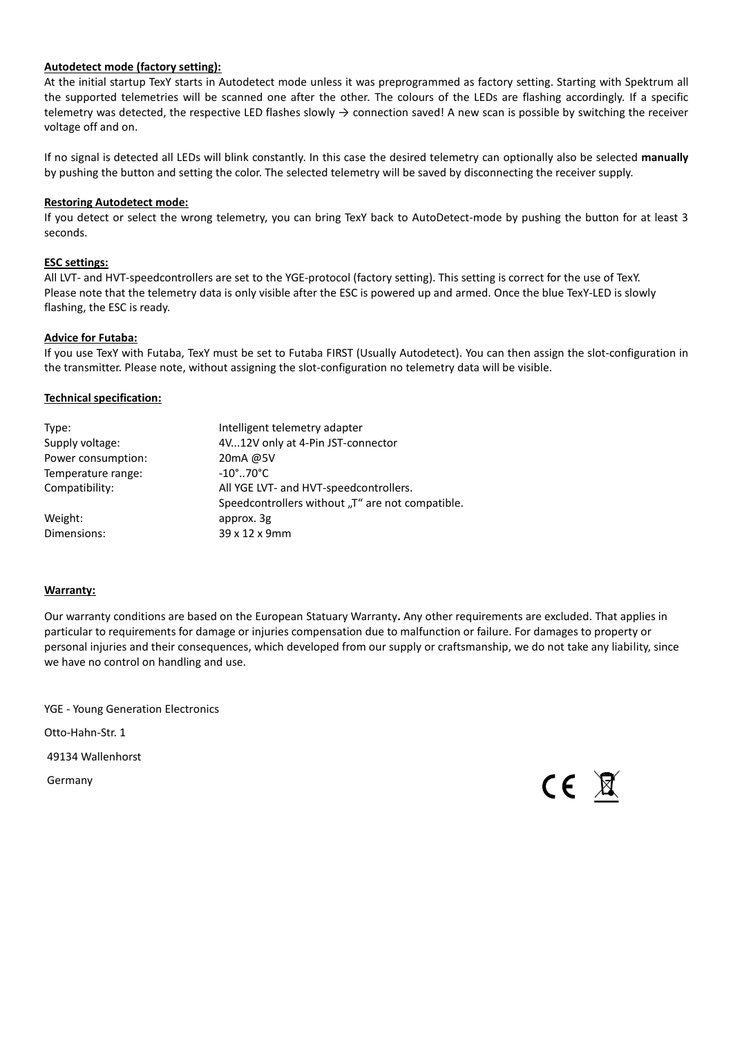**Autodetect mode (factory setting):**

At the initial startup TexY starts in Autodetect mode unless it was preprogrammed as factory setting. Starting with Spektrum all the supported telemetries will be scanned one after the other. The colours of the LEDs are flashing accordingly. If a specific telemetry was detected, the respective LED flashes slowly → connection saved! A new scan is possible by switching the receiver voltage off and on.

If no signal is detected all LEDs will blink constantly. In this case the desired telemetry can optionally also be selected **manually** by pushing the button and setting the color. The selected telemetry will be saved by disconnecting the receiver supply.

**Restoring Autodetect mode:**

If you detect or select the wrong telemetry, you can bring TexY back to AutoDetect-mode by pushing the button for at least 3 seconds.

**ESC settings:**

All LVT- and HVT-speedcontrollers are set to the YGE-protocol (factory setting). This setting is correct for the use of TexY.
Please note that the telemetry data is only visible after the ESC is powered up and armed. Once the blue TexY-LED is slowly flashing, the ESC is ready.

**Advice for Futaba:**

If you use TexY with Futaba, TexY must be set to Futaba FIRST (Usually Autodetect). You can then assign the slot-configuration in the transmitter. Please note, without assigning the slot-configuration no telemetry data will be visible.

**Technical specification:**

| | |
|---|---|
| Type: | Intelligent telemetry adapter |
| Supply voltage: | 4V...12V only at 4-Pin JST-connector |
| Power consumption: | 20mA @5V |
| Temperature range: | -10°..70°C |
| Compatibility: | All YGE LVT- and HVT-speedcontrollers. Speedcontrollers without „T“ are not compatible. |
| Weight: | approx. 3g |
| Dimensions: | 39 x 12 x 9mm |

**Warranty:**

Our warranty conditions are based on the European Statuary Warranty**.** Any other requirements are excluded. That applies in particular to requirements for damage or injuries compensation due to malfunction or failure. For damages to property or personal injuries and their consequences, which developed from our supply or craftsmanship, we do not take any liability, since we have no control on handling and use.

YGE - Young Generation Electronics

Otto-Hahn-Str. 1

49134 Wallenhorst

Germany